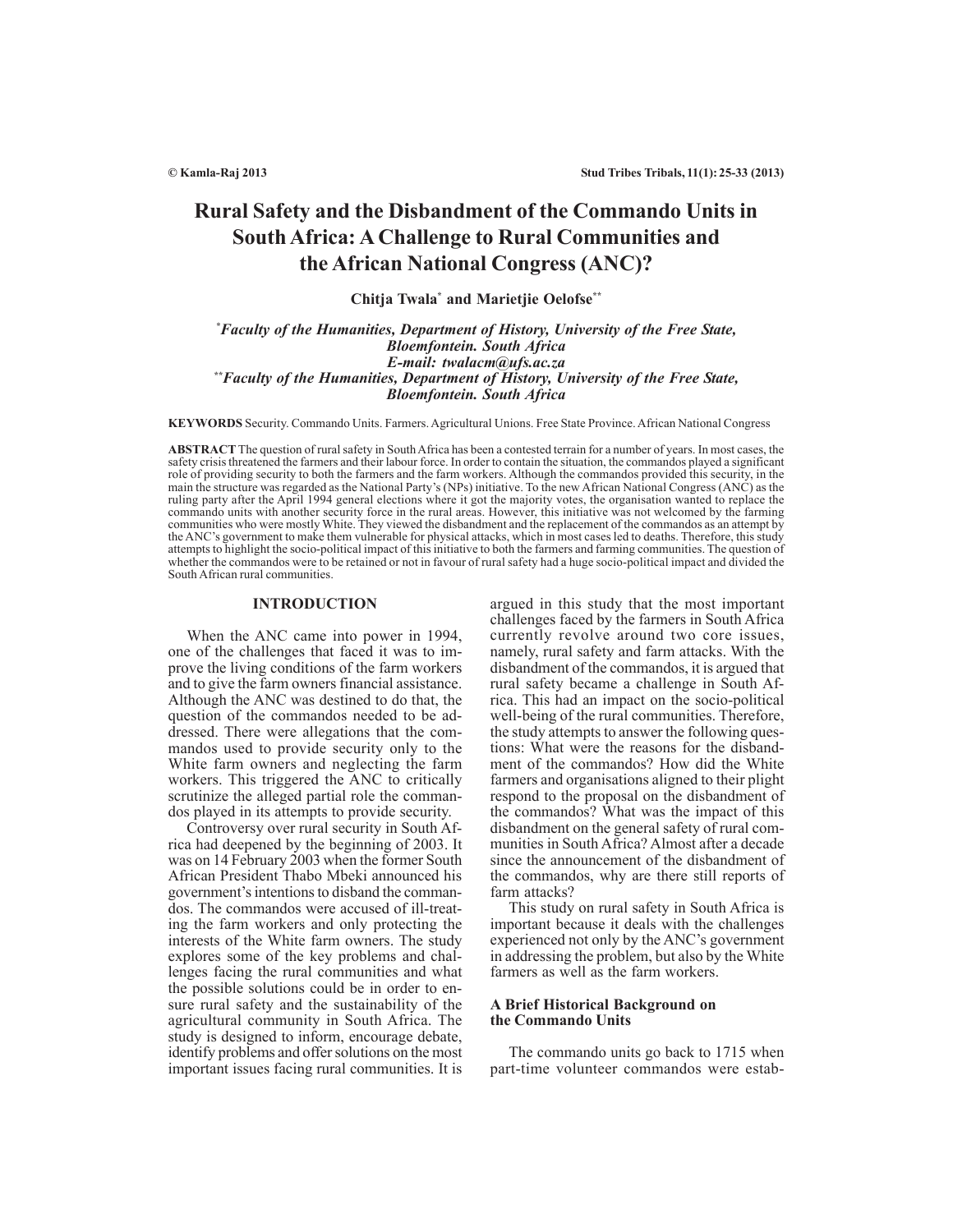# Rural Safety and the Disbandment of the Commando Units in South Africa: A Challenge to Rural Communities and the African National Congress (ANC)?

**Chitja Twala[*] and Marietjie Oelofse[**]**

*[*]Faculty of the Humanities, Department of History, University of the Free State, Bloemfontein. South Africa*
*E-mail: twalacm@ufs.ac.za*
*[**]Faculty of the Humanities, Department of History, University of the Free State, Bloemfontein. South Africa*

**KEYWORDS** Security. Commando Units. Farmers. Agricultural Unions. Free State Province. African National Congress

**ABSTRACT** The question of rural safety in South Africa has been a contested terrain for a number of years. In most cases, the safety crisis threatened the farmers and their labour force. In order to contain the situation, the commandos played a significant role of providing security to both the farmers and the farm workers. Although the commandos provided this security, in the main the structure was regarded as the National Party's (NPs) initiative. To the new African National Congress (ANC) as the ruling party after the April 1994 general elections where it got the majority votes, the organisation wanted to replace the commando units with another security force in the rural areas. However, this initiative was not welcomed by the farming communities who were mostly White. They viewed the disbandment and the replacement of the commandos as an attempt by the ANC's government to make them vulnerable for physical attacks, which in most cases led to deaths. Therefore, this study attempts to highlight the socio-political impact of this initiative to both the farmers and farming communities. The question of whether the commandos were to be retained or not in favour of rural safety had a huge socio-political impact and divided the South African rural communities.

## INTRODUCTION

When the ANC came into power in 1994, one of the challenges that faced it was to improve the living conditions of the farm workers and to give the farm owners financial assistance. Although the ANC was destined to do that, the question of the commandos needed to be addressed. There were allegations that the commandos used to provide security only to the White farm owners and neglecting the farm workers. This triggered the ANC to critically scrutinize the alleged partial role the commandos played in its attempts to provide security.

Controversy over rural security in South Africa had deepened by the beginning of 2003. It was on 14 February 2003 when the former South African President Thabo Mbeki announced his government's intentions to disband the commandos. The commandos were accused of ill-treating the farm workers and only protecting the interests of the White farm owners. The study explores some of the key problems and challenges facing the rural communities and what the possible solutions could be in order to ensure rural safety and the sustainability of the agricultural community in South Africa. The study is designed to inform, encourage debate, identify problems and offer solutions on the most important issues facing rural communities. It is argued in this study that the most important challenges faced by the farmers in South Africa currently revolve around two core issues, namely, rural safety and farm attacks. With the disbandment of the commandos, it is argued that rural safety became a challenge in South Africa. This had an impact on the socio-political well-being of the rural communities. Therefore, the study attempts to answer the following questions: What were the reasons for the disbandment of the commandos? How did the White farmers and organisations aligned to their plight respond to the proposal on the disbandment of the commandos? What was the impact of this disbandment on the general safety of rural communities in South Africa? Almost after a decade since the announcement of the disbandment of the commandos, why are there still reports of farm attacks?

This study on rural safety in South Africa is important because it deals with the challenges experienced not only by the ANC's government in addressing the problem, but also by the White farmers as well as the farm workers.

### A Brief Historical Background on the Commando Units

The commando units go back to 1715 when part-time volunteer commandos were estab-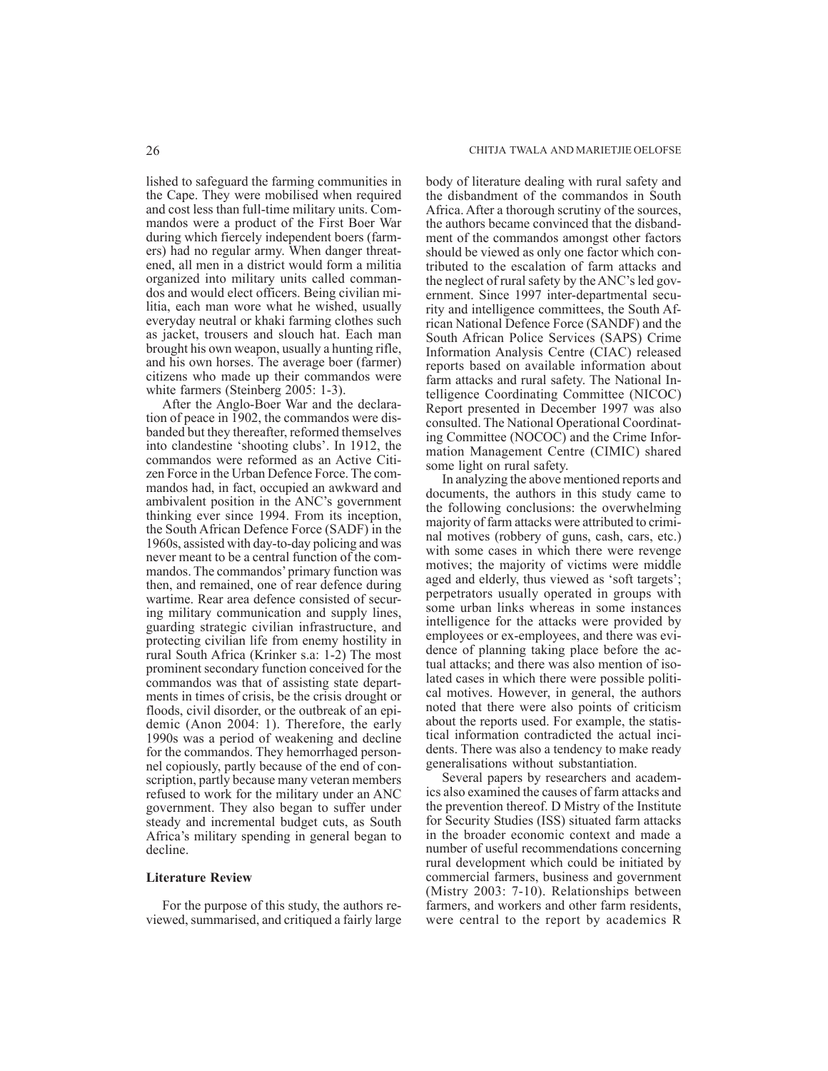lished to safeguard the farming communities in the Cape. They were mobilised when required and cost less than full-time military units. Commandos were a product of the First Boer War during which fiercely independent boers (farmers) had no regular army. When danger threatened, all men in a district would form a militia organized into military units called commandos and would elect officers. Being civilian militia, each man wore what he wished, usually everyday neutral or khaki farming clothes such as jacket, trousers and slouch hat. Each man brought his own weapon, usually a hunting rifle, and his own horses. The average boer (farmer) citizens who made up their commandos were white farmers (Steinberg 2005: 1-3).

After the Anglo-Boer War and the declaration of peace in 1902, the commandos were disbanded but they thereafter, reformed themselves into clandestine 'shooting clubs'. In 1912, the commandos were reformed as an Active Citizen Force in the Urban Defence Force. The commandos had, in fact, occupied an awkward and ambivalent position in the ANC's government thinking ever since 1994. From its inception, the South African Defence Force (SADF) in the 1960s, assisted with day-to-day policing and was never meant to be a central function of the commandos. The commandos' primary function was then, and remained, one of rear defence during wartime. Rear area defence consisted of securing military communication and supply lines, guarding strategic civilian infrastructure, and protecting civilian life from enemy hostility in rural South Africa (Krinker s.a: 1-2) The most prominent secondary function conceived for the commandos was that of assisting state departments in times of crisis, be the crisis drought or floods, civil disorder, or the outbreak of an epidemic (Anon 2004: 1). Therefore, the early 1990s was a period of weakening and decline for the commandos. They hemorrhaged personnel copiously, partly because of the end of conscription, partly because many veteran members refused to work for the military under an ANC government. They also began to suffer under steady and incremental budget cuts, as South Africa's military spending in general began to decline.

## Literature Review

For the purpose of this study, the authors reviewed, summarised, and critiqued a fairly large body of literature dealing with rural safety and the disbandment of the commandos in South Africa. After a thorough scrutiny of the sources, the authors became convinced that the disbandment of the commandos amongst other factors should be viewed as only one factor which contributed to the escalation of farm attacks and the neglect of rural safety by the ANC's led government. Since 1997 inter-departmental security and intelligence committees, the South African National Defence Force (SANDF) and the South African Police Services (SAPS) Crime Information Analysis Centre (CIAC) released reports based on available information about farm attacks and rural safety. The National Intelligence Coordinating Committee (NICOC) Report presented in December 1997 was also consulted. The National Operational Coordinating Committee (NOCOC) and the Crime Information Management Centre (CIMIC) shared some light on rural safety.

In analyzing the above mentioned reports and documents, the authors in this study came to the following conclusions: the overwhelming majority of farm attacks were attributed to criminal motives (robbery of guns, cash, cars, etc.) with some cases in which there were revenge motives; the majority of victims were middle aged and elderly, thus viewed as 'soft targets'; perpetrators usually operated in groups with some urban links whereas in some instances intelligence for the attacks were provided by employees or ex-employees, and there was evidence of planning taking place before the actual attacks; and there was also mention of isolated cases in which there were possible political motives. However, in general, the authors noted that there were also points of criticism about the reports used. For example, the statistical information contradicted the actual incidents. There was also a tendency to make ready generalisations without substantiation.

Several papers by researchers and academics also examined the causes of farm attacks and the prevention thereof. D Mistry of the Institute for Security Studies (ISS) situated farm attacks in the broader economic context and made a number of useful recommendations concerning rural development which could be initiated by commercial farmers, business and government (Mistry 2003: 7-10). Relationships between farmers, and workers and other farm residents, were central to the report by academics R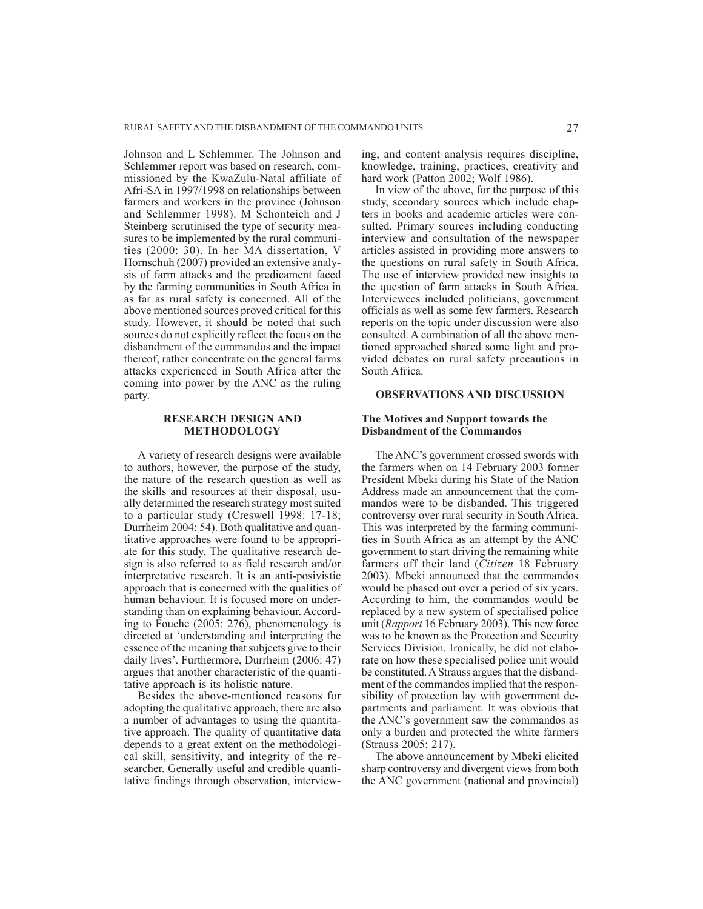Johnson and L Schlemmer. The Johnson and Schlemmer report was based on research, commissioned by the KwaZulu-Natal affiliate of Afri-SA in 1997/1998 on relationships between farmers and workers in the province (Johnson and Schlemmer 1998). M Schonteich and J Steinberg scrutinised the type of security measures to be implemented by the rural communities (2000: 30). In her MA dissertation, V Hornschuh (2007) provided an extensive analysis of farm attacks and the predicament faced by the farming communities in South Africa in as far as rural safety is concerned. All of the above mentioned sources proved critical for this study. However, it should be noted that such sources do not explicitly reflect the focus on the disbandment of the commandos and the impact thereof, rather concentrate on the general farms attacks experienced in South Africa after the coming into power by the ANC as the ruling party.

## RESEARCH DESIGN AND METHODOLOGY

A variety of research designs were available to authors, however, the purpose of the study, the nature of the research question as well as the skills and resources at their disposal, usually determined the research strategy most suited to a particular study (Creswell 1998: 17-18; Durrheim 2004: 54). Both qualitative and quantitative approaches were found to be appropriate for this study. The qualitative research design is also referred to as field research and/or interpretative research. It is an anti-posivistic approach that is concerned with the qualities of human behaviour. It is focused more on understanding than on explaining behaviour. According to Fouche (2005: 276), phenomenology is directed at 'understanding and interpreting the essence of the meaning that subjects give to their daily lives'. Furthermore, Durrheim (2006: 47) argues that another characteristic of the quantitative approach is its holistic nature.

Besides the above-mentioned reasons for adopting the qualitative approach, there are also a number of advantages to using the quantitative approach. The quality of quantitative data depends to a great extent on the methodological skill, sensitivity, and integrity of the researcher. Generally useful and credible quantitative findings through observation, interviewing, and content analysis requires discipline, knowledge, training, practices, creativity and hard work (Patton 2002; Wolf 1986).

In view of the above, for the purpose of this study, secondary sources which include chapters in books and academic articles were consulted. Primary sources including conducting interview and consultation of the newspaper articles assisted in providing more answers to the questions on rural safety in South Africa. The use of interview provided new insights to the question of farm attacks in South Africa. Interviewees included politicians, government officials as well as some few farmers. Research reports on the topic under discussion were also consulted. A combination of all the above mentioned approached shared some light and provided debates on rural safety precautions in South Africa.

## OBSERVATIONS AND DISCUSSION

### The Motives and Support towards the Disbandment of the Commandos

The ANC's government crossed swords with the farmers when on 14 February 2003 former President Mbeki during his State of the Nation Address made an announcement that the commandos were to be disbanded. This triggered controversy over rural security in South Africa. This was interpreted by the farming communities in South Africa as an attempt by the ANC government to start driving the remaining white farmers off their land (*Citizen* 18 February 2003). Mbeki announced that the commandos would be phased out over a period of six years. According to him, the commandos would be replaced by a new system of specialised police unit (*Rapport* 16 February 2003). This new force was to be known as the Protection and Security Services Division. Ironically, he did not elaborate on how these specialised police unit would be constituted. A Strauss argues that the disbandment of the commandos implied that the responsibility of protection lay with government departments and parliament. It was obvious that the ANC's government saw the commandos as only a burden and protected the white farmers (Strauss 2005: 217).

The above announcement by Mbeki elicited sharp controversy and divergent views from both the ANC government (national and provincial)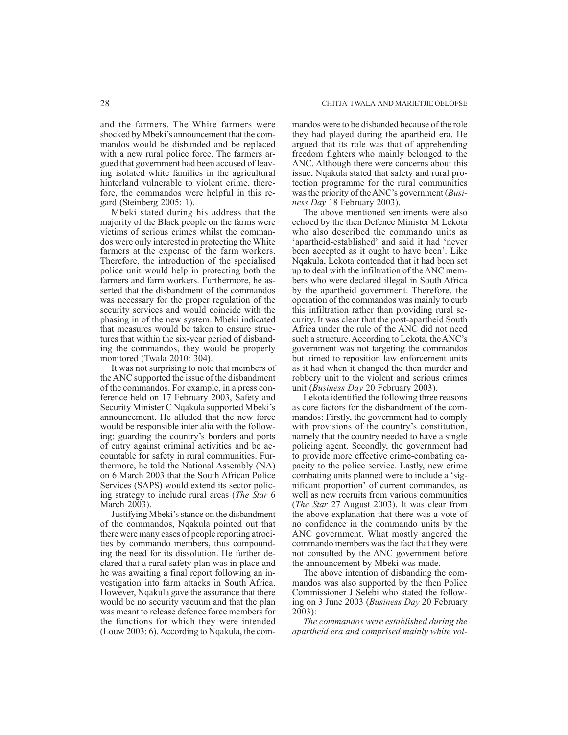and the farmers. The White farmers were shocked by Mbeki's announcement that the commandos would be disbanded and be replaced with a new rural police force. The farmers argued that government had been accused of leaving isolated white families in the agricultural hinterland vulnerable to violent crime, therefore, the commandos were helpful in this regard (Steinberg 2005: 1).

Mbeki stated during his address that the majority of the Black people on the farms were victims of serious crimes whilst the commandos were only interested in protecting the White farmers at the expense of the farm workers. Therefore, the introduction of the specialised police unit would help in protecting both the farmers and farm workers. Furthermore, he asserted that the disbandment of the commandos was necessary for the proper regulation of the security services and would coincide with the phasing in of the new system. Mbeki indicated that measures would be taken to ensure structures that within the six-year period of disbanding the commandos, they would be properly monitored (Twala 2010: 304).

It was not surprising to note that members of the ANC supported the issue of the disbandment of the commandos. For example, in a press conference held on 17 February 2003, Safety and Security Minister C Nqakula supported Mbeki's announcement. He alluded that the new force would be responsible inter alia with the following: guarding the country's borders and ports of entry against criminal activities and be accountable for safety in rural communities. Furthermore, he told the National Assembly (NA) on 6 March 2003 that the South African Police Services (SAPS) would extend its sector policing strategy to include rural areas (*The Star* 6 March 2003).

Justifying Mbeki's stance on the disbandment of the commandos, Nqakula pointed out that there were many cases of people reporting atrocities by commando members, thus compounding the need for its dissolution. He further declared that a rural safety plan was in place and he was awaiting a final report following an investigation into farm attacks in South Africa. However, Nqakula gave the assurance that there would be no security vacuum and that the plan was meant to release defence force members for the functions for which they were intended (Louw 2003: 6). According to Nqakula, the commandos were to be disbanded because of the role they had played during the apartheid era. He argued that its role was that of apprehending freedom fighters who mainly belonged to the ANC. Although there were concerns about this issue, Nqakula stated that safety and rural protection programme for the rural communities was the priority of the ANC's government (*Business Day* 18 February 2003).

The above mentioned sentiments were also echoed by the then Defence Minister M Lekota who also described the commando units as 'apartheid-established' and said it had 'never been accepted as it ought to have been'. Like Nqakula, Lekota contended that it had been set up to deal with the infiltration of the ANC members who were declared illegal in South Africa by the apartheid government. Therefore, the operation of the commandos was mainly to curb this infiltration rather than providing rural security. It was clear that the post-apartheid South Africa under the rule of the ANC did not need such a structure. According to Lekota, the ANC's government was not targeting the commandos but aimed to reposition law enforcement units as it had when it changed the then murder and robbery unit to the violent and serious crimes unit (*Business Day* 20 February 2003).

Lekota identified the following three reasons as core factors for the disbandment of the commandos: Firstly, the government had to comply with provisions of the country's constitution, namely that the country needed to have a single policing agent. Secondly, the government had to provide more effective crime-combating capacity to the police service. Lastly, new crime combating units planned were to include a 'significant proportion' of current commandos, as well as new recruits from various communities (*The Star* 27 August 2003). It was clear from the above explanation that there was a vote of no confidence in the commando units by the ANC government. What mostly angered the commando members was the fact that they were not consulted by the ANC government before the announcement by Mbeki was made.

The above intention of disbanding the commandos was also supported by the then Police Commissioner J Selebi who stated the following on 3 June 2003 (*Business Day* 20 February 2003):

*The commandos were established during the apartheid era and comprised mainly white vol-*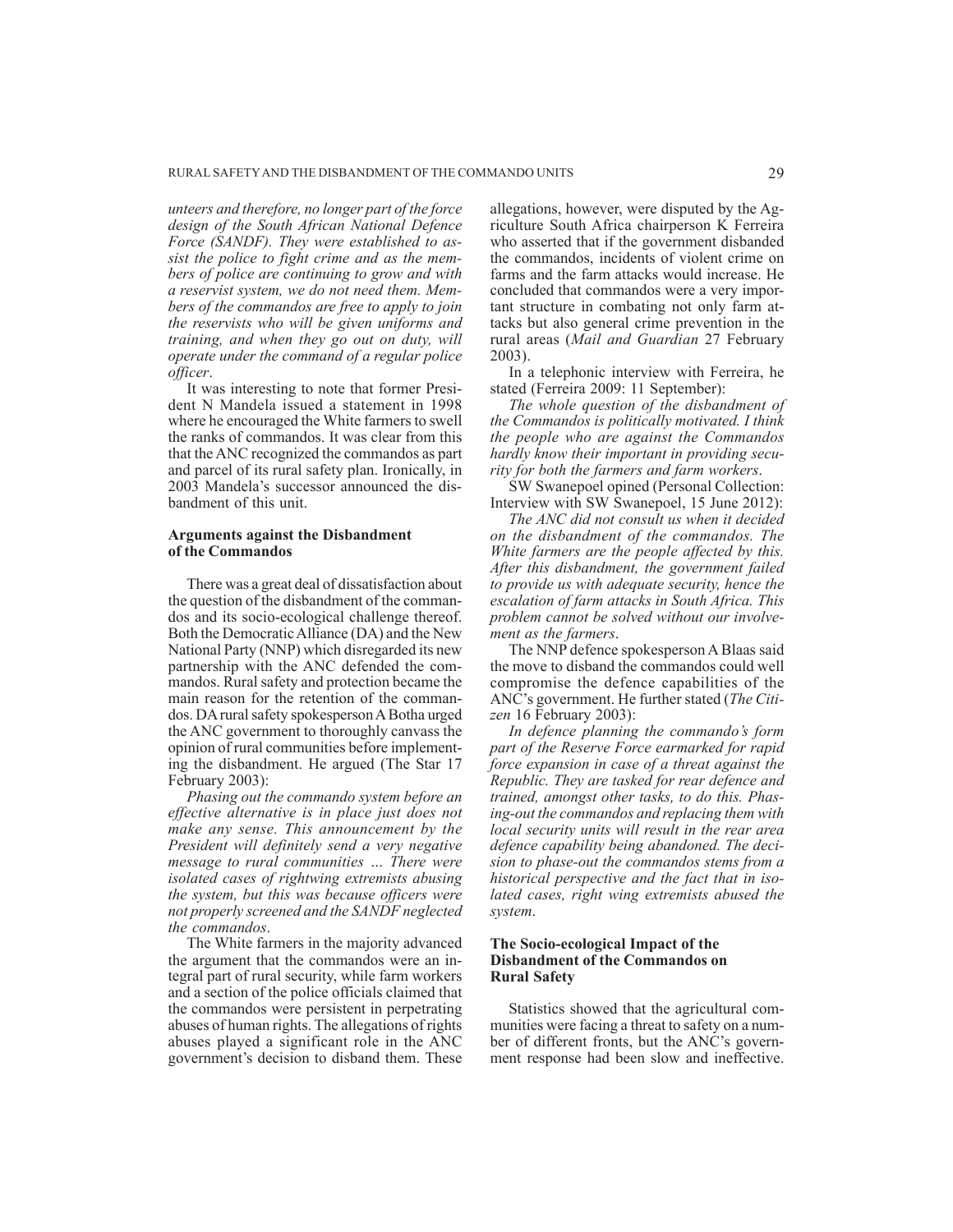*unteers and therefore, no longer part of the force design of the South African National Defence Force (SANDF). They were established to assist the police to fight crime and as the members of police are continuing to grow and with a reservist system, we do not need them. Members of the commandos are free to apply to join the reservists who will be given uniforms and training, and when they go out on duty, will operate under the command of a regular police officer*.

It was interesting to note that former President N Mandela issued a statement in 1998 where he encouraged the White farmers to swell the ranks of commandos. It was clear from this that the ANC recognized the commandos as part and parcel of its rural safety plan. Ironically, in 2003 Mandela's successor announced the disbandment of this unit.

**Arguments against the Disbandment of the Commandos**

There was a great deal of dissatisfaction about the question of the disbandment of the commandos and its socio-ecological challenge thereof. Both the Democratic Alliance (DA) and the New National Party (NNP) which disregarded its new partnership with the ANC defended the commandos. Rural safety and protection became the main reason for the retention of the commandos. DA rural safety spokesperson A Botha urged the ANC government to thoroughly canvass the opinion of rural communities before implementing the disbandment. He argued (The Star 17 February 2003):

*Phasing out the commando system before an effective alternative is in place just does not make any sense. This announcement by the President will definitely send a very negative message to rural communities ... There were isolated cases of rightwing extremists abusing the system, but this was because officers were not properly screened and the SANDF neglected the commandos*.

The White farmers in the majority advanced the argument that the commandos were an integral part of rural security, while farm workers and a section of the police officials claimed that the commandos were persistent in perpetrating abuses of human rights. The allegations of rights abuses played a significant role in the ANC government's decision to disband them. These allegations, however, were disputed by the Agriculture South Africa chairperson K Ferreira who asserted that if the government disbanded the commandos, incidents of violent crime on farms and the farm attacks would increase. He concluded that commandos were a very important structure in combating not only farm attacks but also general crime prevention in the rural areas (*Mail and Guardian* 27 February 2003).

In a telephonic interview with Ferreira, he stated (Ferreira 2009: 11 September):

*The whole question of the disbandment of the Commandos is politically motivated. I think the people who are against the Commandos hardly know their important in providing security for both the farmers and farm workers*.

SW Swanepoel opined (Personal Collection: Interview with SW Swanepoel, 15 June 2012):

*The ANC did not consult us when it decided on the disbandment of the commandos. The White farmers are the people affected by this. After this disbandment, the government failed to provide us with adequate security, hence the escalation of farm attacks in South Africa. This problem cannot be solved without our involvement as the farmers*.

The NNP defence spokesperson A Blaas said the move to disband the commandos could well compromise the defence capabilities of the ANC's government. He further stated (*The Citizen* 16 February 2003):

*In defence planning the commando's form part of the Reserve Force earmarked for rapid force expansion in case of a threat against the Republic. They are tasked for rear defence and trained, amongst other tasks, to do this. Phasing-out the commandos and replacing them with local security units will result in the rear area defence capability being abandoned. The decision to phase-out the commandos stems from a historical perspective and the fact that in isolated cases, right wing extremists abused the system*.

**The Socio-ecological Impact of the Disbandment of the Commandos on Rural Safety**

Statistics showed that the agricultural communities were facing a threat to safety on a number of different fronts, but the ANC's government response had been slow and ineffective.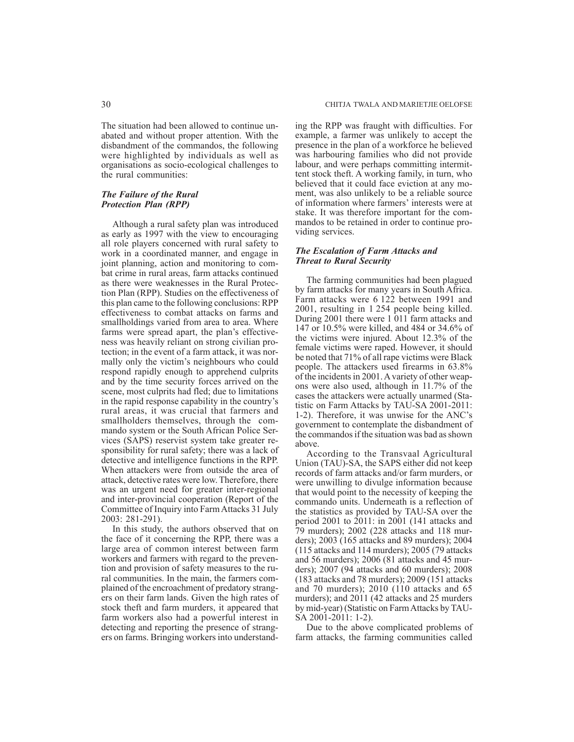The situation had been allowed to continue unabated and without proper attention. With the disbandment of the commandos, the following were highlighted by individuals as well as organisations as socio-ecological challenges to the rural communities:

### *The Failure of the Rural Protection Plan (RPP)*

Although a rural safety plan was introduced as early as 1997 with the view to encouraging all role players concerned with rural safety to work in a coordinated manner, and engage in joint planning, action and monitoring to combat crime in rural areas, farm attacks continued as there were weaknesses in the Rural Protection Plan (RPP). Studies on the effectiveness of this plan came to the following conclusions: RPP effectiveness to combat attacks on farms and smallholdings varied from area to area. Where farms were spread apart, the plan's effectiveness was heavily reliant on strong civilian protection; in the event of a farm attack, it was normally only the victim's neighbours who could respond rapidly enough to apprehend culprits and by the time security forces arrived on the scene, most culprits had fled; due to limitations in the rapid response capability in the country's rural areas, it was crucial that farmers and smallholders themselves, through the commando system or the South African Police Services (SAPS) reservist system take greater responsibility for rural safety; there was a lack of detective and intelligence functions in the RPP. When attackers were from outside the area of attack, detective rates were low. Therefore, there was an urgent need for greater inter-regional and inter-provincial cooperation (Report of the Committee of Inquiry into Farm Attacks 31 July 2003: 281-291).

In this study, the authors observed that on the face of it concerning the RPP, there was a large area of common interest between farm workers and farmers with regard to the prevention and provision of safety measures to the rural communities. In the main, the farmers complained of the encroachment of predatory strangers on their farm lands. Given the high rates of stock theft and farm murders, it appeared that farm workers also had a powerful interest in detecting and reporting the presence of strangers on farms. Bringing workers into understanding the RPP was fraught with difficulties. For example, a farmer was unlikely to accept the presence in the plan of a workforce he believed was harbouring families who did not provide labour, and were perhaps committing intermittent stock theft. A working family, in turn, who believed that it could face eviction at any moment, was also unlikely to be a reliable source of information where farmers' interests were at stake. It was therefore important for the commandos to be retained in order to continue providing services.

### *The Escalation of Farm Attacks and Threat to Rural Security*

The farming communities had been plagued by farm attacks for many years in South Africa. Farm attacks were 6 122 between 1991 and 2001, resulting in 1 254 people being killed. During 2001 there were 1 011 farm attacks and 147 or 10.5% were killed, and 484 or 34.6% of the victims were injured. About 12.3% of the female victims were raped. However, it should be noted that 71% of all rape victims were Black people. The attackers used firearms in 63.8% of the incidents in 2001. A variety of other weapons were also used, although in 11.7% of the cases the attackers were actually unarmed (Statistic on Farm Attacks by TAU-SA 2001-2011: 1-2). Therefore, it was unwise for the ANC's government to contemplate the disbandment of the commandos if the situation was bad as shown above.

According to the Transvaal Agricultural Union (TAU)-SA, the SAPS either did not keep records of farm attacks and/or farm murders, or were unwilling to divulge information because that would point to the necessity of keeping the commando units. Underneath is a reflection of the statistics as provided by TAU-SA over the period 2001 to 2011: in 2001 (141 attacks and 79 murders); 2002 (228 attacks and 118 murders); 2003 (165 attacks and 89 murders); 2004 (115 attacks and 114 murders); 2005 (79 attacks and 56 murders); 2006 (81 attacks and 45 murders); 2007 (94 attacks and 60 murders); 2008 (183 attacks and 78 murders); 2009 (151 attacks and 70 murders); 2010 (110 attacks and 65 murders); and 2011 (42 attacks and 25 murders by mid-year) (Statistic on Farm Attacks by TAU-SA 2001-2011: 1-2).

Due to the above complicated problems of farm attacks, the farming communities called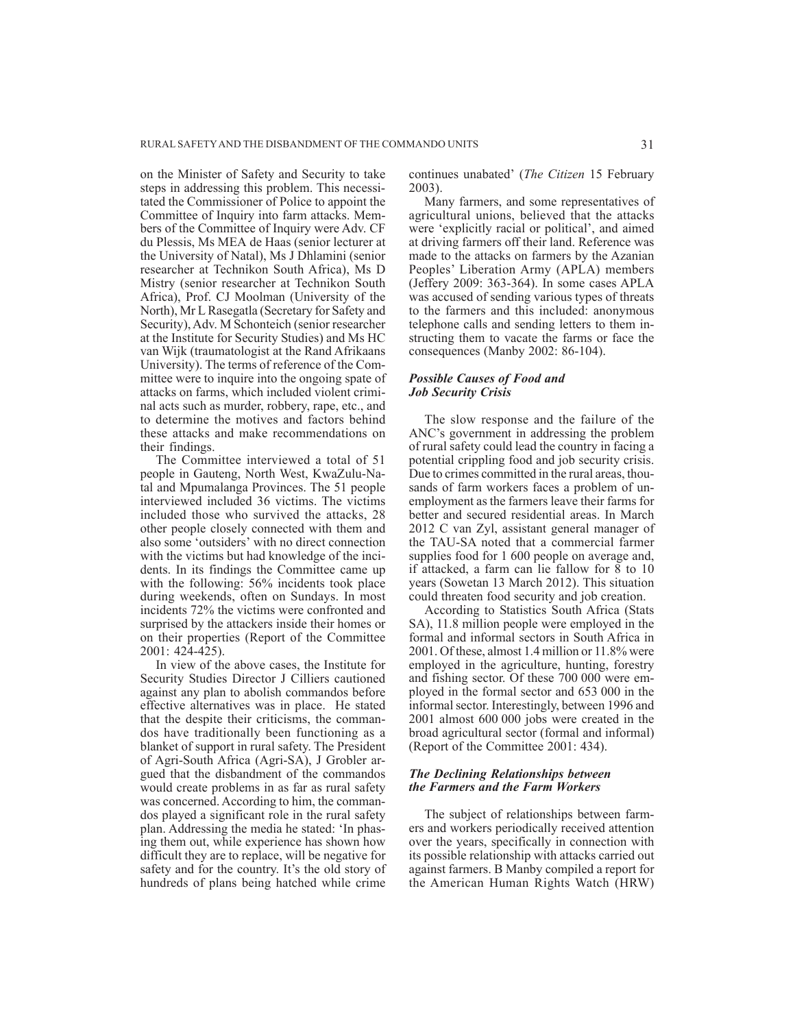on the Minister of Safety and Security to take steps in addressing this problem. This necessitated the Commissioner of Police to appoint the Committee of Inquiry into farm attacks. Members of the Committee of Inquiry were Adv. CF du Plessis, Ms MEA de Haas (senior lecturer at the University of Natal), Ms J Dhlamini (senior researcher at Technikon South Africa), Ms D Mistry (senior researcher at Technikon South Africa), Prof. CJ Moolman (University of the North), Mr L Rasegatla (Secretary for Safety and Security), Adv. M Schonteich (senior researcher at the Institute for Security Studies) and Ms HC van Wijk (traumatologist at the Rand Afrikaans University). The terms of reference of the Committee were to inquire into the ongoing spate of attacks on farms, which included violent criminal acts such as murder, robbery, rape, etc., and to determine the motives and factors behind these attacks and make recommendations on their findings.

The Committee interviewed a total of 51 people in Gauteng, North West, KwaZulu-Natal and Mpumalanga Provinces. The 51 people interviewed included 36 victims. The victims included those who survived the attacks, 28 other people closely connected with them and also some 'outsiders' with no direct connection with the victims but had knowledge of the incidents. In its findings the Committee came up with the following: 56% incidents took place during weekends, often on Sundays. In most incidents 72% the victims were confronted and surprised by the attackers inside their homes or on their properties (Report of the Committee 2001: 424-425).

In view of the above cases, the Institute for Security Studies Director J Cilliers cautioned against any plan to abolish commandos before effective alternatives was in place. He stated that the despite their criticisms, the commandos have traditionally been functioning as a blanket of support in rural safety. The President of Agri-South Africa (Agri-SA), J Grobler argued that the disbandment of the commandos would create problems in as far as rural safety was concerned. According to him, the commandos played a significant role in the rural safety plan. Addressing the media he stated: 'In phasing them out, while experience has shown how difficult they are to replace, will be negative for safety and for the country. It's the old story of hundreds of plans being hatched while crime continues unabated' (*The Citizen* 15 February 2003).

Many farmers, and some representatives of agricultural unions, believed that the attacks were 'explicitly racial or political', and aimed at driving farmers off their land. Reference was made to the attacks on farmers by the Azanian Peoples' Liberation Army (APLA) members (Jeffery 2009: 363-364). In some cases APLA was accused of sending various types of threats to the farmers and this included: anonymous telephone calls and sending letters to them instructing them to vacate the farms or face the consequences (Manby 2002: 86-104).

### *Possible Causes of Food and Job Security Crisis*

The slow response and the failure of the ANC's government in addressing the problem of rural safety could lead the country in facing a potential crippling food and job security crisis. Due to crimes committed in the rural areas, thousands of farm workers faces a problem of unemployment as the farmers leave their farms for better and secured residential areas. In March 2012 C van Zyl, assistant general manager of the TAU-SA noted that a commercial farmer supplies food for 1 600 people on average and, if attacked, a farm can lie fallow for 8 to 10 years (Sowetan 13 March 2012). This situation could threaten food security and job creation.

According to Statistics South Africa (Stats SA), 11.8 million people were employed in the formal and informal sectors in South Africa in 2001. Of these, almost 1.4 million or 11.8% were employed in the agriculture, hunting, forestry and fishing sector. Of these 700 000 were employed in the formal sector and 653 000 in the informal sector. Interestingly, between 1996 and 2001 almost 600 000 jobs were created in the broad agricultural sector (formal and informal) (Report of the Committee 2001: 434).

### *The Declining Relationships between the Farmers and the Farm Workers*

The subject of relationships between farmers and workers periodically received attention over the years, specifically in connection with its possible relationship with attacks carried out against farmers. B Manby compiled a report for the American Human Rights Watch (HRW)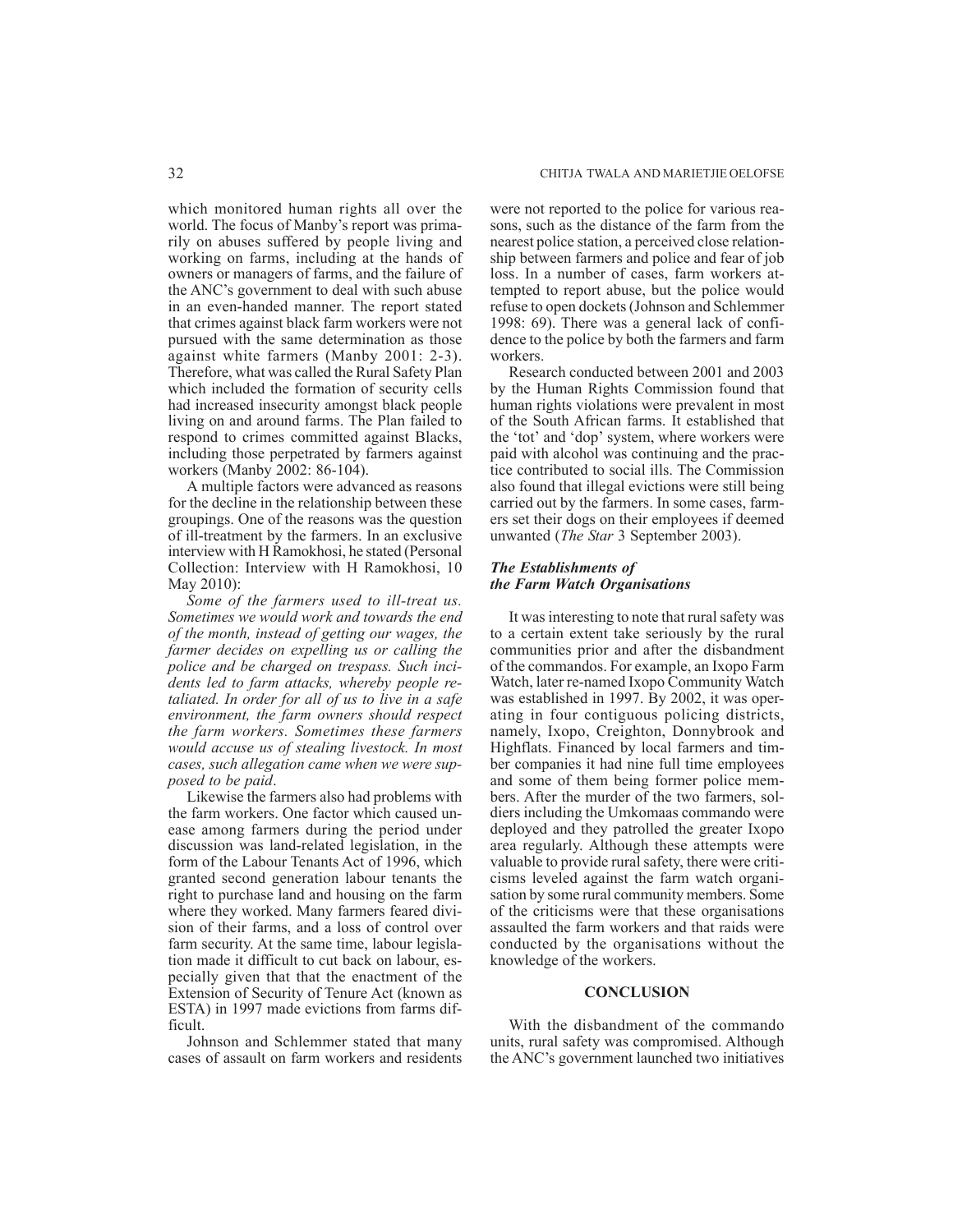which monitored human rights all over the world. The focus of Manby's report was primarily on abuses suffered by people living and working on farms, including at the hands of owners or managers of farms, and the failure of the ANC's government to deal with such abuse in an even-handed manner. The report stated that crimes against black farm workers were not pursued with the same determination as those against white farmers (Manby 2001: 2-3). Therefore, what was called the Rural Safety Plan which included the formation of security cells had increased insecurity amongst black people living on and around farms. The Plan failed to respond to crimes committed against Blacks, including those perpetrated by farmers against workers (Manby 2002: 86-104).

A multiple factors were advanced as reasons for the decline in the relationship between these groupings. One of the reasons was the question of ill-treatment by the farmers. In an exclusive interview with H Ramokhosi, he stated (Personal Collection: Interview with H Ramokhosi, 10 May 2010):

*Some of the farmers used to ill-treat us. Sometimes we would work and towards the end of the month, instead of getting our wages, the farmer decides on expelling us or calling the police and be charged on trespass. Such incidents led to farm attacks, whereby people retaliated. In order for all of us to live in a safe environment, the farm owners should respect the farm workers. Sometimes these farmers would accuse us of stealing livestock. In most cases, such allegation came when we were supposed to be paid*.

Likewise the farmers also had problems with the farm workers. One factor which caused unease among farmers during the period under discussion was land-related legislation, in the form of the Labour Tenants Act of 1996, which granted second generation labour tenants the right to purchase land and housing on the farm where they worked. Many farmers feared division of their farms, and a loss of control over farm security. At the same time, labour legislation made it difficult to cut back on labour, especially given that that the enactment of the Extension of Security of Tenure Act (known as ESTA) in 1997 made evictions from farms difficult.

Johnson and Schlemmer stated that many cases of assault on farm workers and residents were not reported to the police for various reasons, such as the distance of the farm from the nearest police station, a perceived close relationship between farmers and police and fear of job loss. In a number of cases, farm workers attempted to report abuse, but the police would refuse to open dockets (Johnson and Schlemmer 1998: 69). There was a general lack of confidence to the police by both the farmers and farm workers.

Research conducted between 2001 and 2003 by the Human Rights Commission found that human rights violations were prevalent in most of the South African farms. It established that the 'tot' and 'dop' system, where workers were paid with alcohol was continuing and the practice contributed to social ills. The Commission also found that illegal evictions were still being carried out by the farmers. In some cases, farmers set their dogs on their employees if deemed unwanted (*The Star* 3 September 2003).

### *The Establishments of the Farm Watch Organisations*

It was interesting to note that rural safety was to a certain extent take seriously by the rural communities prior and after the disbandment of the commandos. For example, an Ixopo Farm Watch, later re-named Ixopo Community Watch was established in 1997. By 2002, it was operating in four contiguous policing districts, namely, Ixopo, Creighton, Donnybrook and Highflats. Financed by local farmers and timber companies it had nine full time employees and some of them being former police members. After the murder of the two farmers, soldiers including the Umkomaas commando were deployed and they patrolled the greater Ixopo area regularly. Although these attempts were valuable to provide rural safety, there were criticisms leveled against the farm watch organisation by some rural community members. Some of the criticisms were that these organisations assaulted the farm workers and that raids were conducted by the organisations without the knowledge of the workers.

## CONCLUSION

With the disbandment of the commando units, rural safety was compromised. Although the ANC's government launched two initiatives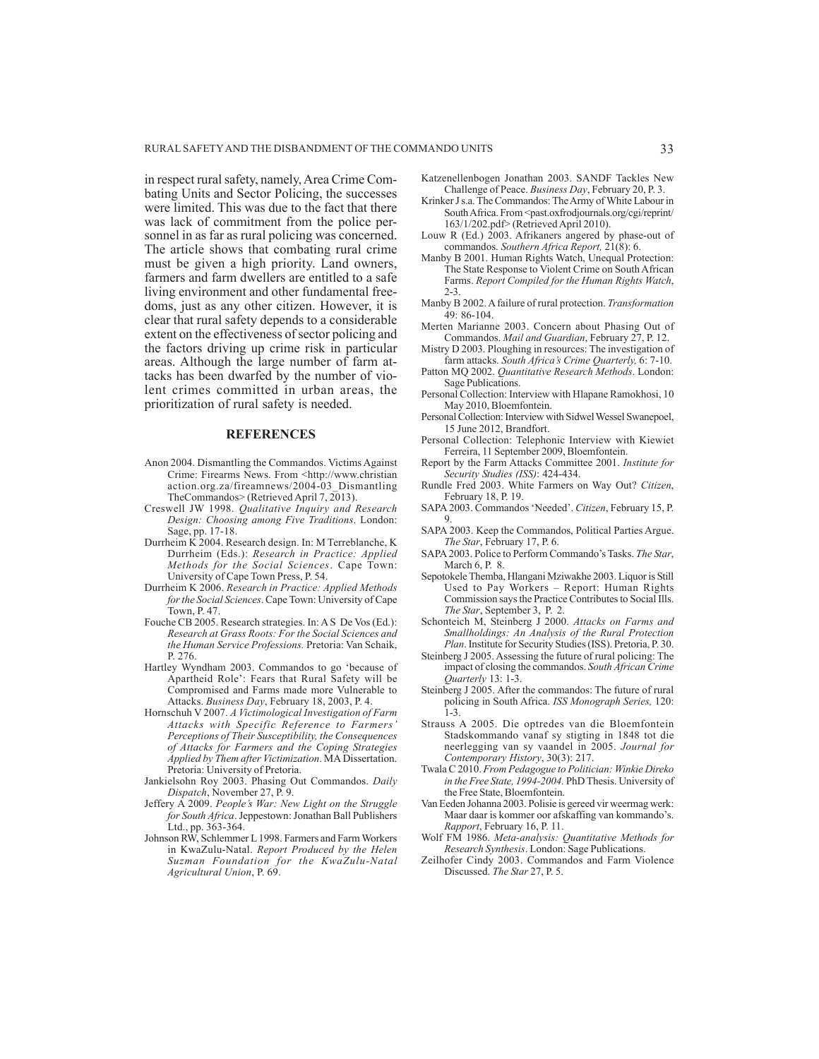in respect rural safety, namely, Area Crime Combating Units and Sector Policing, the successes were limited. This was due to the fact that there was lack of commitment from the police personnel in as far as rural policing was concerned. The article shows that combating rural crime must be given a high priority. Land owners, farmers and farm dwellers are entitled to a safe living environment and other fundamental freedoms, just as any other citizen. However, it is clear that rural safety depends to a considerable extent on the effectiveness of sector policing and the factors driving up crime risk in particular areas. Although the large number of farm attacks has been dwarfed by the number of violent crimes committed in urban areas, the prioritization of rural safety is needed.

## REFERENCES

Anon 2004. Dismantling the Commandos. Victims Against Crime: Firearms News. From <http://www.christianaction.org.za/fireamnews/2004-03_Dismantling TheCommandos> (Retrieved April 7, 2013).

Creswell JW 1998. *Qualitative Inquiry and Research Design: Choosing among Five Traditions*. London: Sage, pp. 17-18.

Durrheim K 2004. Research design. In: M Terreblanche, K Durrheim (Eds.): *Research in Practice: Applied Methods for the Social Sciences*. Cape Town: University of Cape Town Press, P. 54.

Durrheim K 2006. *Research in Practice: Applied Methods for the Social Sciences*. Cape Town: University of Cape Town, P. 47.

Fouche CB 2005. Research strategies. In: A S De Vos (Ed.): *Research at Grass Roots: For the Social Sciences and the Human Service Professions.* Pretoria: Van Schaik, P. 276.

Hartley Wyndham 2003. Commandos to go 'because of Apartheid Role': Fears that Rural Safety will be Compromised and Farms made more Vulnerable to Attacks. *Business Day*, February 18, 2003, P. 4.

Hornschuh V 2007. *A Victimological Investigation of Farm Attacks with Specific Reference to Farmers' Perceptions of Their Susceptibility, the Consequences of Attacks for Farmers and the Coping Strategies Applied by Them after Victimization*. MA Dissertation. Pretoria: University of Pretoria.

Jankielsohn Roy 2003. Phasing Out Commandos. *Daily Dispatch*, November 27, P. 9.

Jeffery A 2009. *People's War: New Light on the Struggle for South Africa*. Jeppestown: Jonathan Ball Publishers Ltd., pp. 363-364.

Johnson RW, Schlemmer L 1998. Farmers and Farm Workers in KwaZulu-Natal. *Report Produced by the Helen Suzman Foundation for the KwaZulu-Natal Agricultural Union*, P. 69.

Katzenellenbogen Jonathan 2003. SANDF Tackles New Challenge of Peace. *Business Day*, February 20, P. 3.

Krinker J s.a. The Commandos: The Army of White Labour in South Africa. From <past.oxfrodjournals.org/cgi/reprint/163/1/202.pdf> (Retrieved April 2010).

Louw R (Ed.) 2003. Afrikaners angered by phase-out of commandos. *Southern Africa Report,* 21(8): 6.

Manby B 2001. Human Rights Watch, Unequal Protection: The State Response to Violent Crime on South African Farms. *Report Compiled for the Human Rights Watch*, 2-3.

Manby B 2002. A failure of rural protection. *Transformation* 49: 86-104.

Merten Marianne 2003. Concern about Phasing Out of Commandos. *Mail and Guardian*, February 27, P. 12.

Mistry D 2003. Ploughing in resources: The investigation of farm attacks. *South Africa's Crime Quarterly,* 6: 7-10.

Patton MQ 2002. *Quantitative Research Methods*. London: Sage Publications.

Personal Collection: Interview with Hlapane Ramokhosi, 10 May 2010, Bloemfontein.

Personal Collection: Interview with Sidwel Wessel Swanepoel, 15 June 2012, Brandfort.

Personal Collection: Telephonic Interview with Kiewiet Ferreira, 11 September 2009, Bloemfontein.

Report by the Farm Attacks Committee 2001. *Institute for Security Studies (ISS)*: 424-434.

Rundle Fred 2003. White Farmers on Way Out? *Citizen*, February 18, P. 19.

SAPA 2003. Commandos 'Needed'. *Citizen*, February 15, P. 9.

SAPA 2003. Keep the Commandos, Political Parties Argue. *The Star*, February 17, P. 6.

SAPA 2003. Police to Perform Commando's Tasks. *The Star*, March 6, P. 8.

Sepotokele Themba, Hlangani Mziwakhe 2003. Liquor is Still Used to Pay Workers – Report: Human Rights Commission says the Practice Contributes to Social Ills. *The Star*, September 3, P. 2.

Schonteich M, Steinberg J 2000. *Attacks on Farms and Smallholdings: An Analysis of the Rural Protection Plan*. Institute for Security Studies (ISS). Pretoria, P. 30.

Steinberg J 2005. Assessing the future of rural policing: The impact of closing the commandos. *South African Crime Quarterly* 13: 1-3.

Steinberg J 2005. After the commandos: The future of rural policing in South Africa. *ISS Monograph Series,* 120: 1-3.

Strauss A 2005. Die optredes van die Bloemfontein Stadskommando vanaf sy stigting in 1848 tot die neerlegging van sy vaandel in 2005. *Journal for Contemporary History*, 30(3): 217.

Twala C 2010. *From Pedagogue to Politician: Winkie Direko in the Free State, 1994-2004.* PhD Thesis. University of the Free State, Bloemfontein.

Van Eeden Johanna 2003. Polisie is gereed vir weermag werk: Maar daar is kommer oor afskaffing van kommando's. *Rapport*, February 16, P. 11.

Wolf FM 1986. *Meta-analysis: Quantitative Methods for Research Synthesis*. London: Sage Publications.

Zeilhofer Cindy 2003. Commandos and Farm Violence Discussed. *The Star* 27, P. 5.